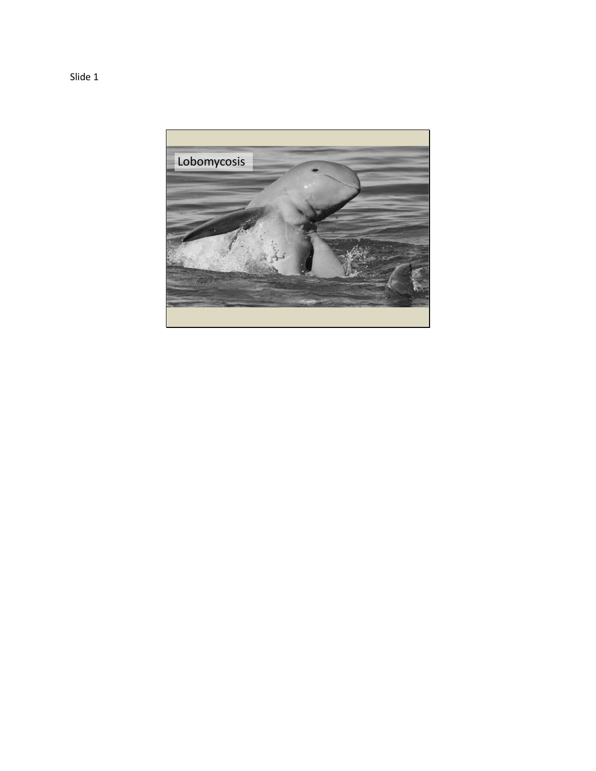Slide 1

Lobomycosis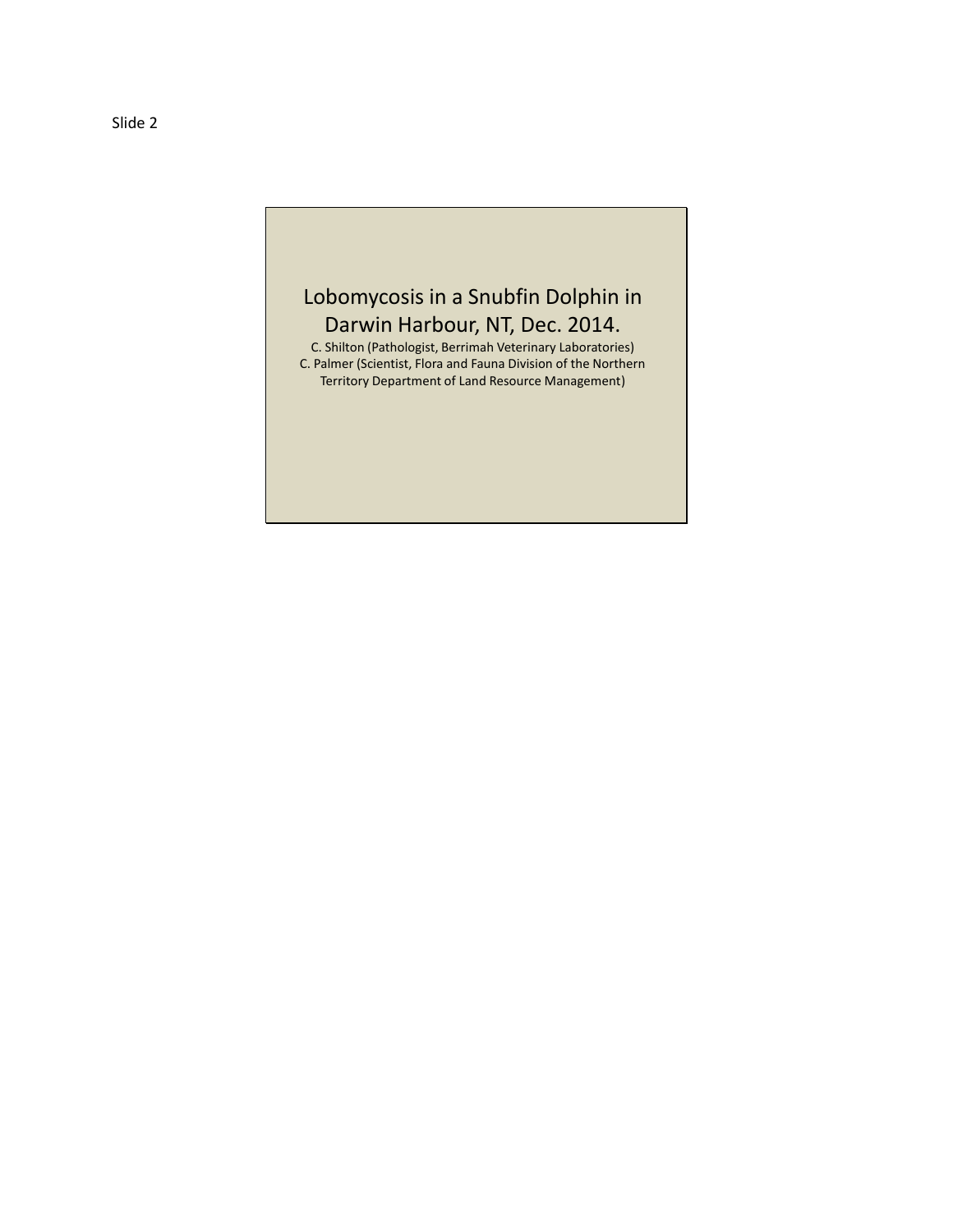Slide 2

# Lobomycosis in a Snubfin Dolphin in Darwin Harbour, NT, Dec. 2014.

C. Shilton (Pathologist, Berrimah Veterinary Laboratories)
C. Palmer (Scientist, Flora and Fauna Division of the Northern Territory Department of Land Resource Management)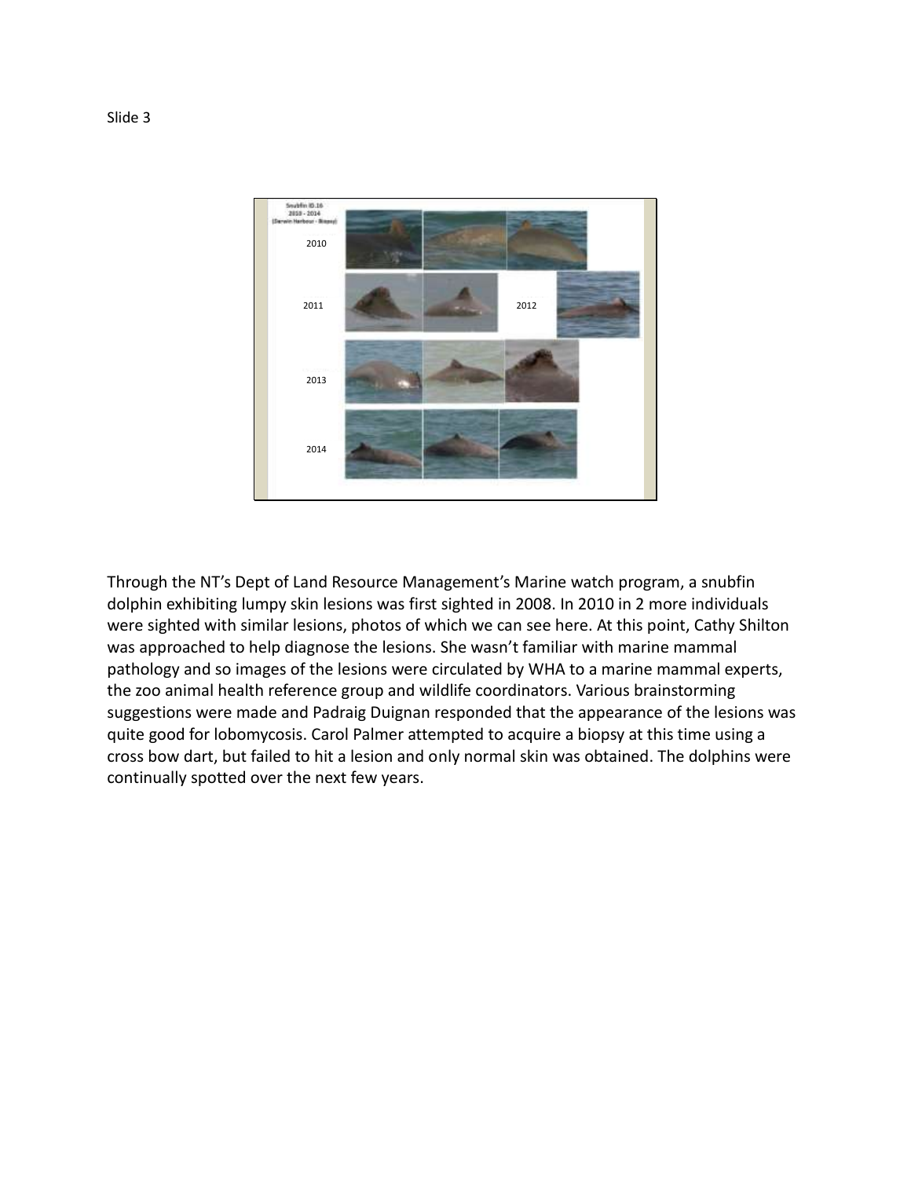Slide 3

Through the NT's Dept of Land Resource Management's Marine watch program, a snubfin dolphin exhibiting lumpy skin lesions was first sighted in 2008. In 2010 in 2 more individuals were sighted with similar lesions, photos of which we can see here. At this point, Cathy Shilton was approached to help diagnose the lesions. She wasn't familiar with marine mammal pathology and so images of the lesions were circulated by WHA to a marine mammal experts, the zoo animal health reference group and wildlife coordinators. Various brainstorming suggestions were made and Padraig Duignan responded that the appearance of the lesions was quite good for lobomycosis. Carol Palmer attempted to acquire a biopsy at this time using a cross bow dart, but failed to hit a lesion and only normal skin was obtained. The dolphins were continually spotted over the next few years.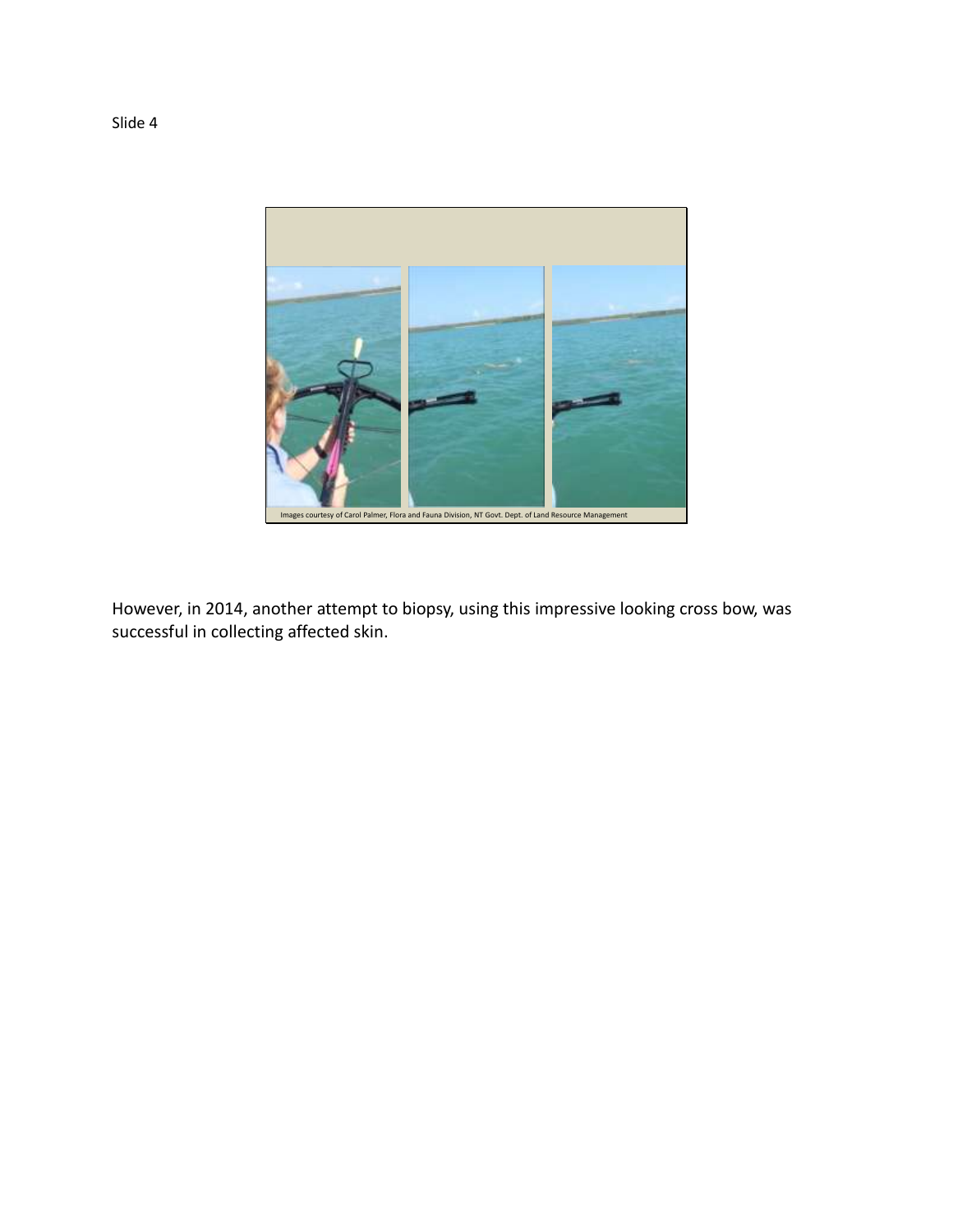Slide 4

Images courtesy of Carol Palmer, Flora and Fauna Division, NT Govt. Dept. of Land Resource Management

However, in 2014, another attempt to biopsy, using this impressive looking cross bow, was successful in collecting affected skin.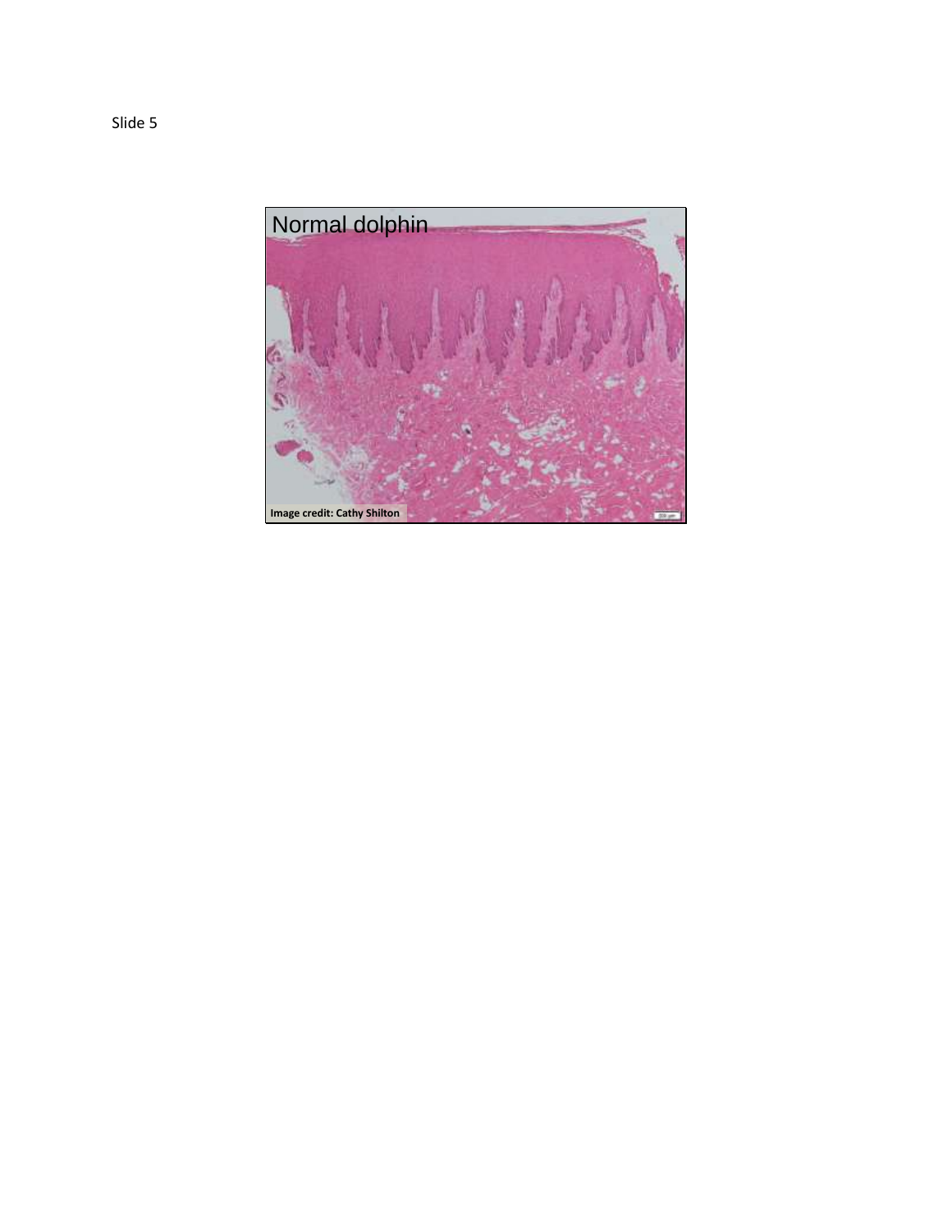Slide 5

Normal dolphin

Image credit: Cathy Shilton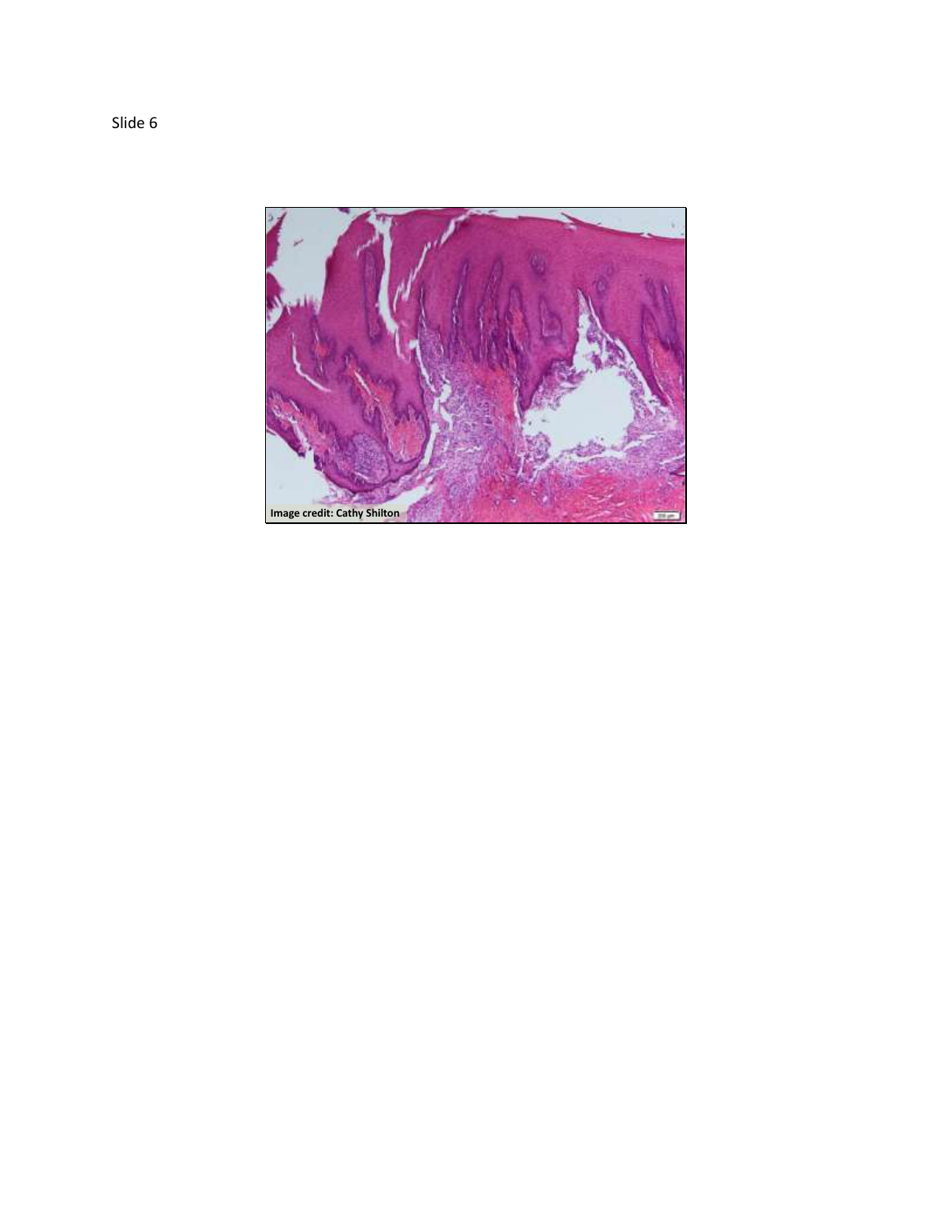Slide 6

Image credit: Cathy Shilton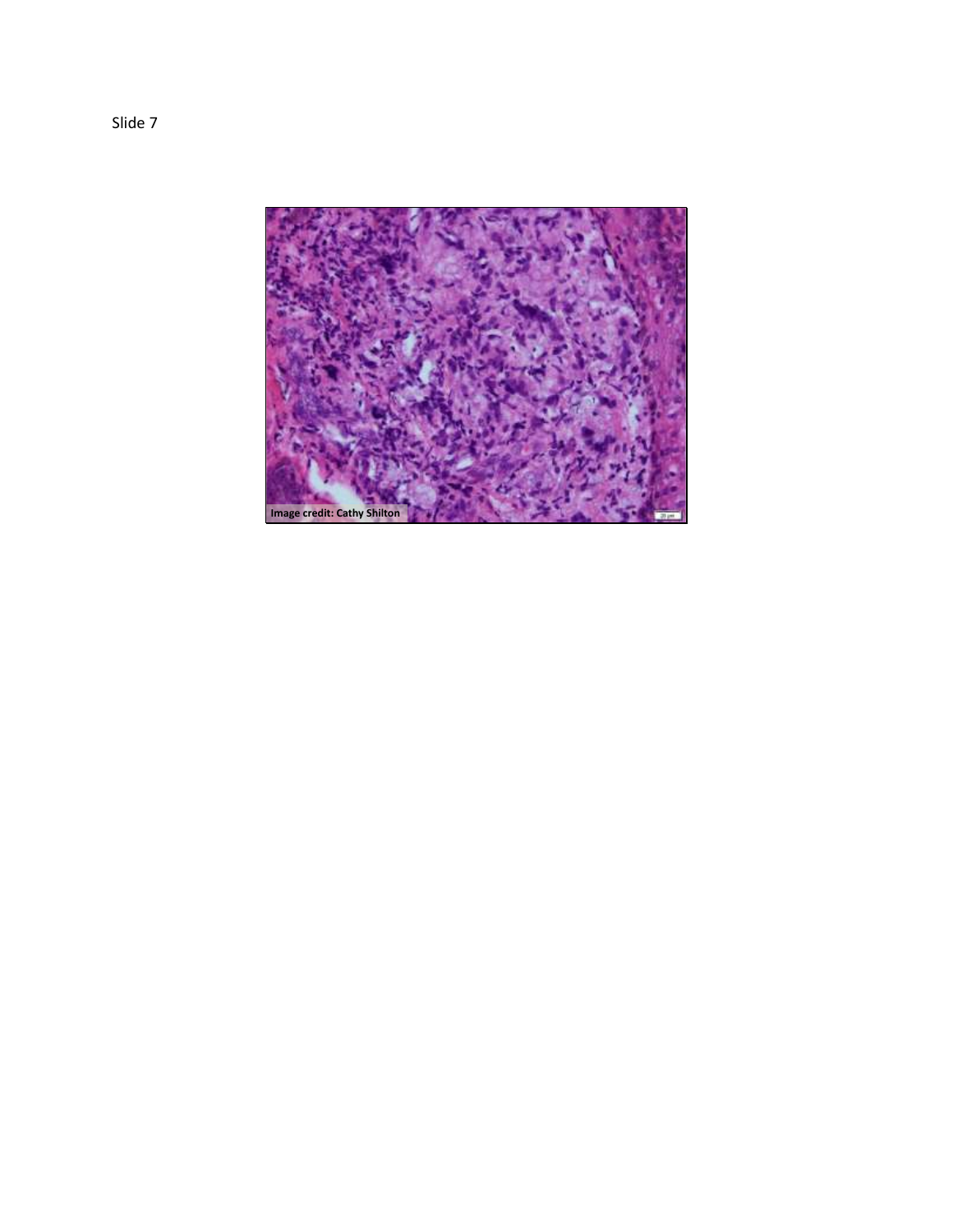Slide 7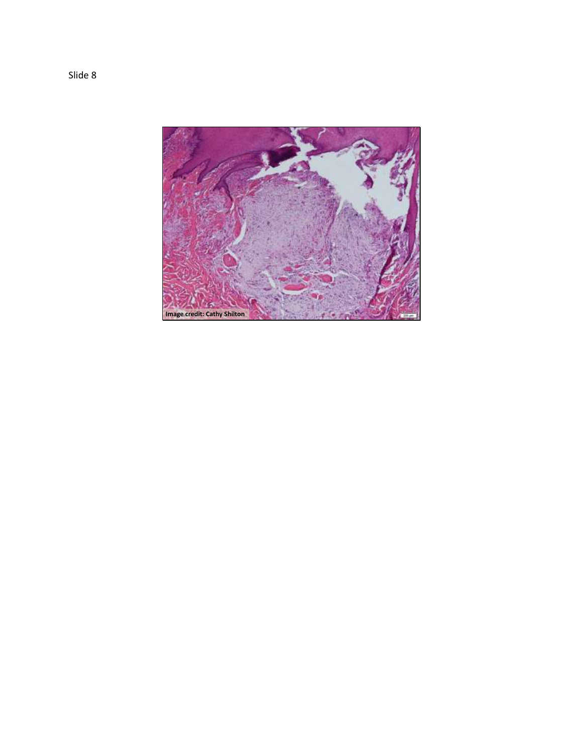Slide 8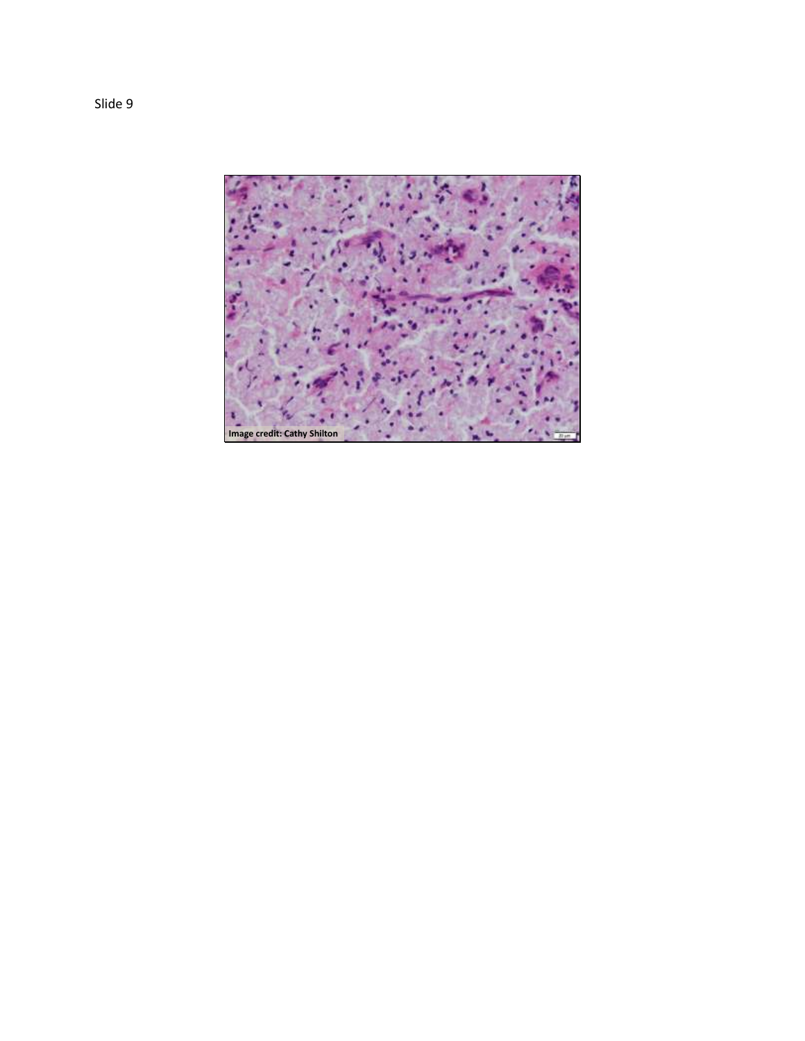Slide 9

Image credit: Cathy Shilton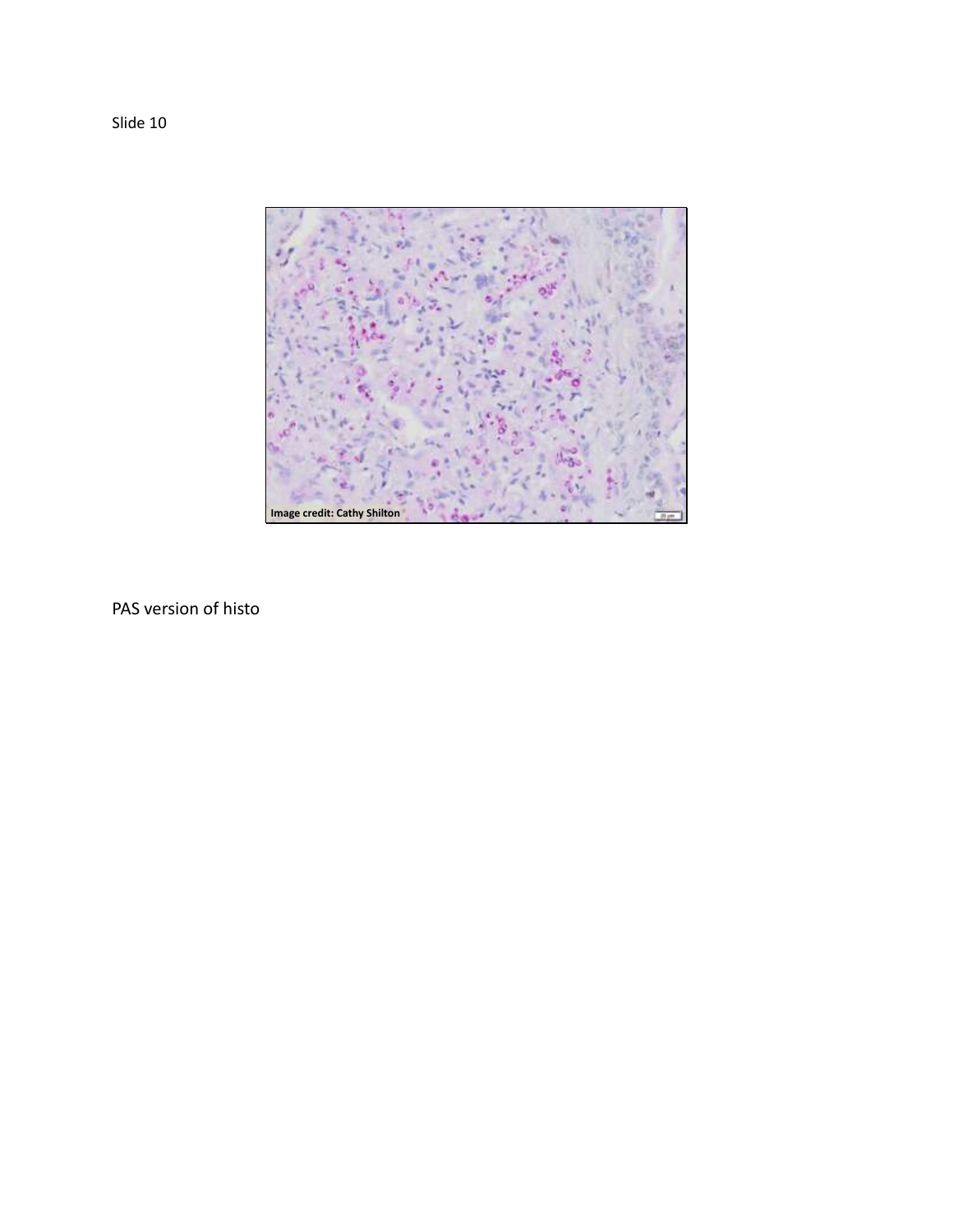Slide 10

PAS version of histo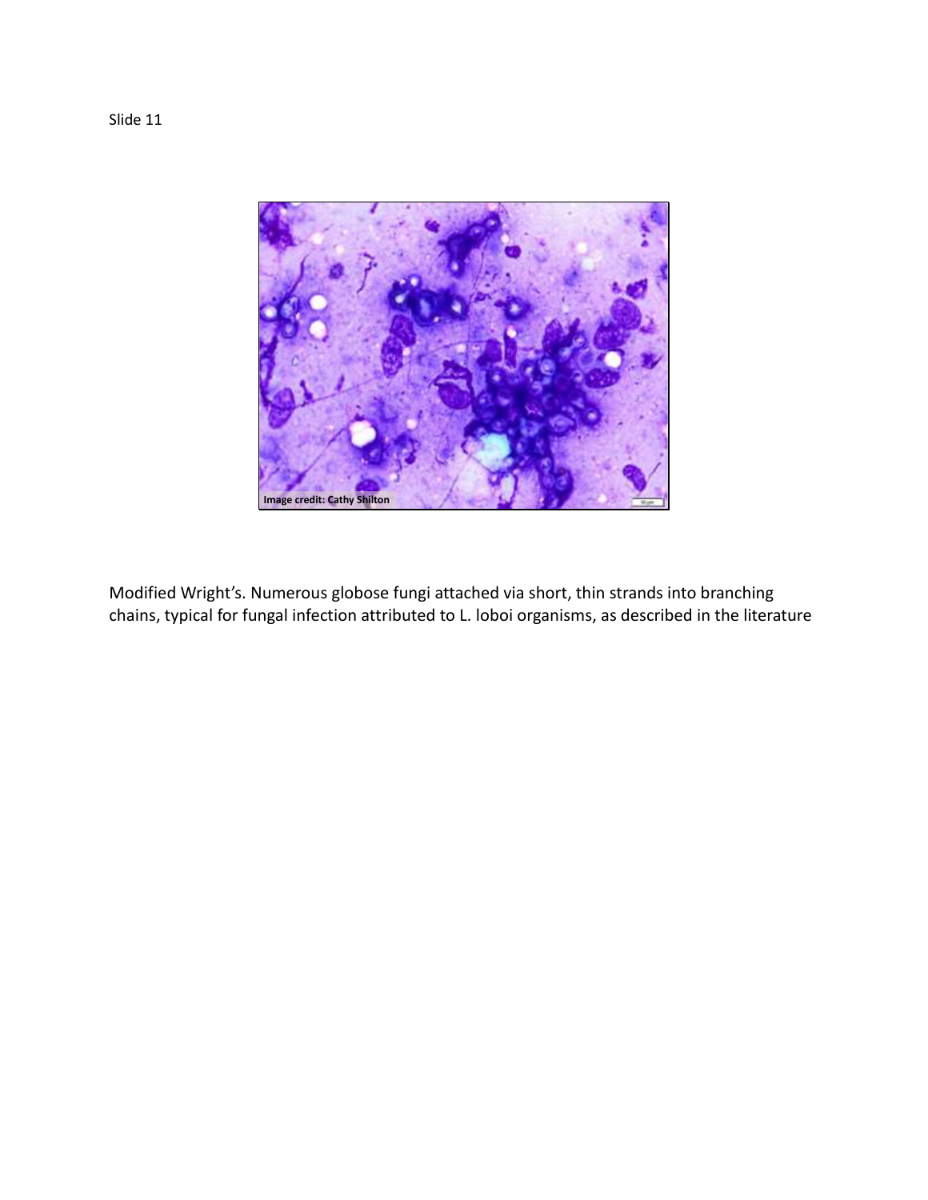Slide 11

Modified Wright's. Numerous globose fungi attached via short, thin strands into branching chains, typical for fungal infection attributed to L. loboi organisms, as described in the literature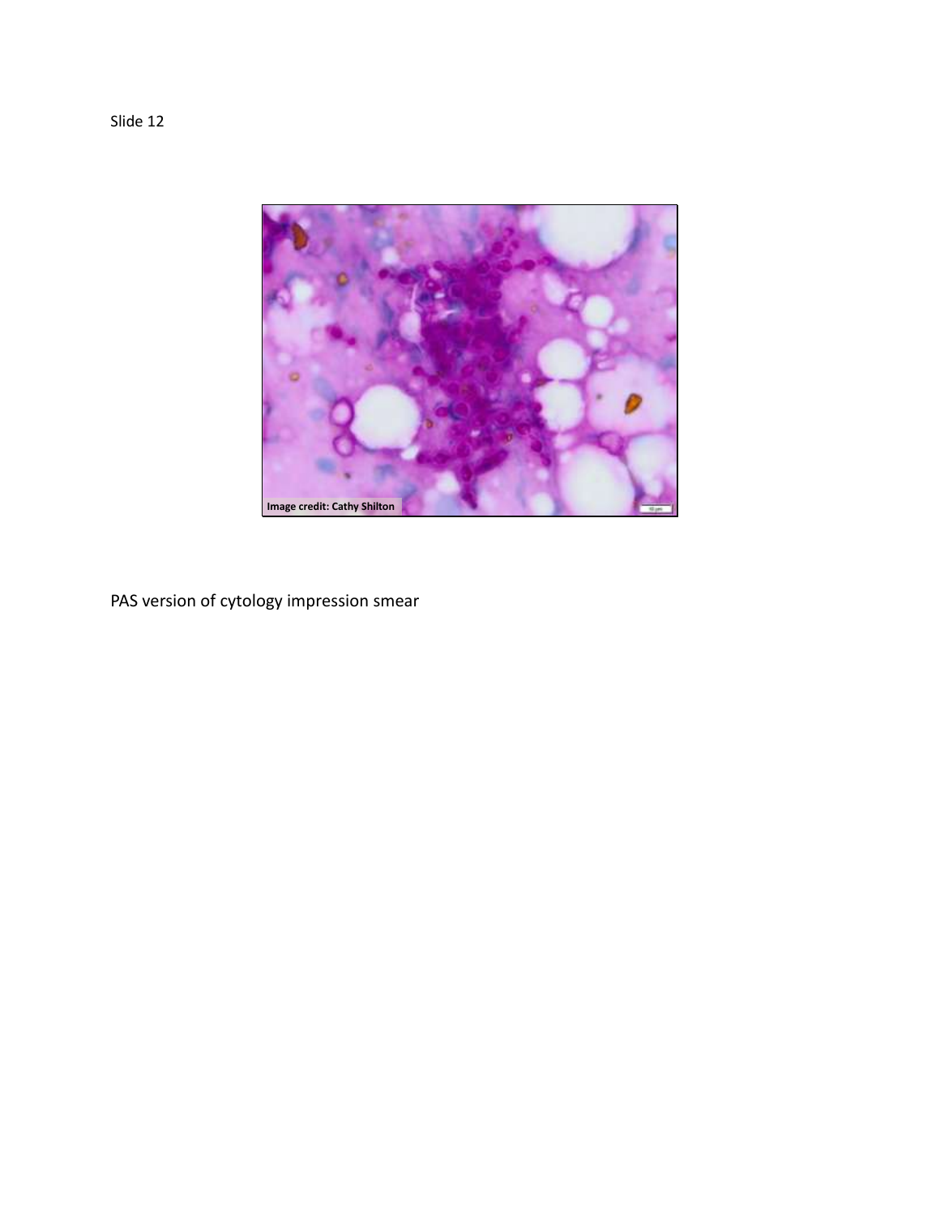Slide 12

PAS version of cytology impression smear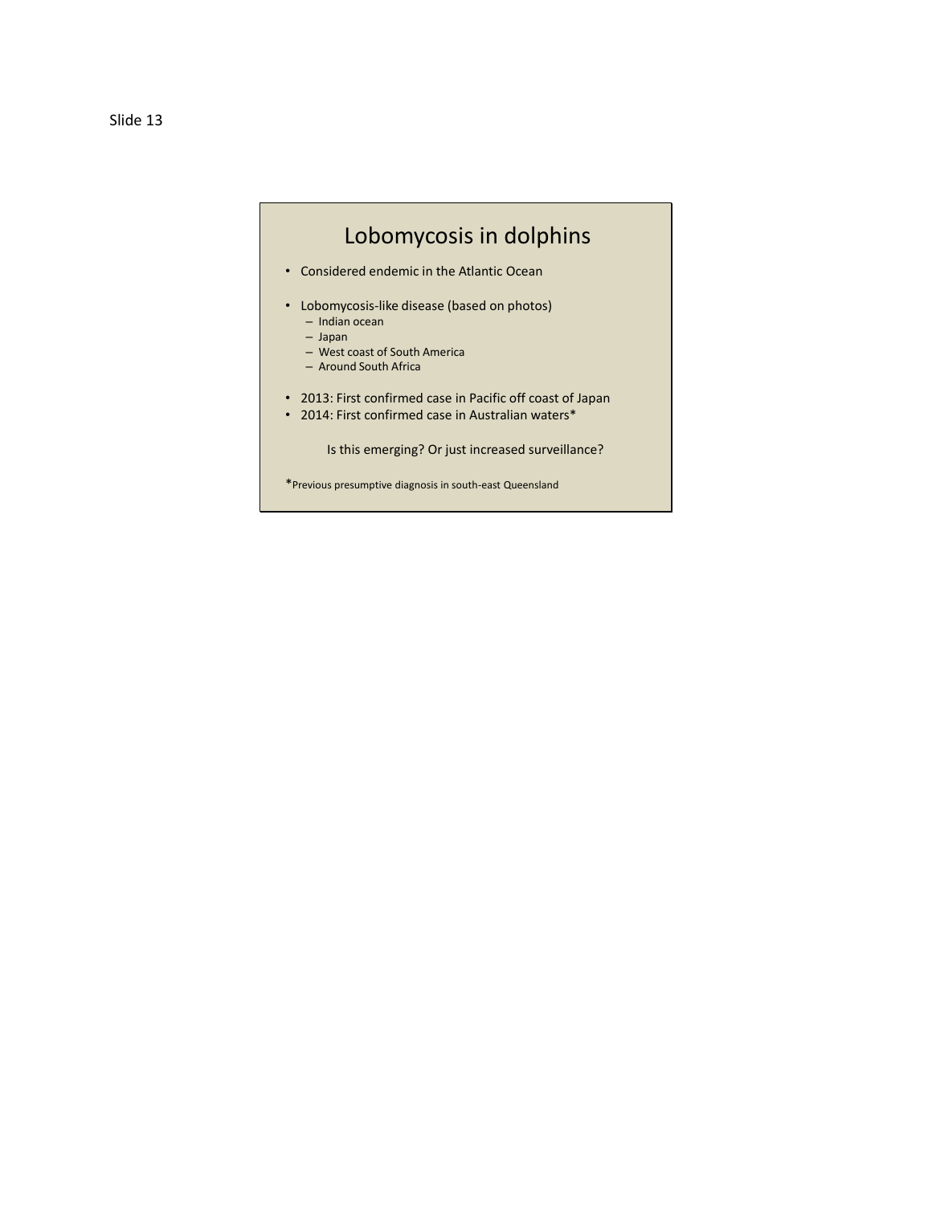Slide 13

# Lobomycosis in dolphins

- Considered endemic in the Atlantic Ocean

- Lobomycosis-like disease (based on photos)
  - Indian ocean
  - Japan
  - West coast of South America
  - Around South Africa

- 2013: First confirmed case in Pacific off coast of Japan
- 2014: First confirmed case in Australian waters*

Is this emerging? Or just increased surveillance?

*Previous presumptive diagnosis in south-east Queensland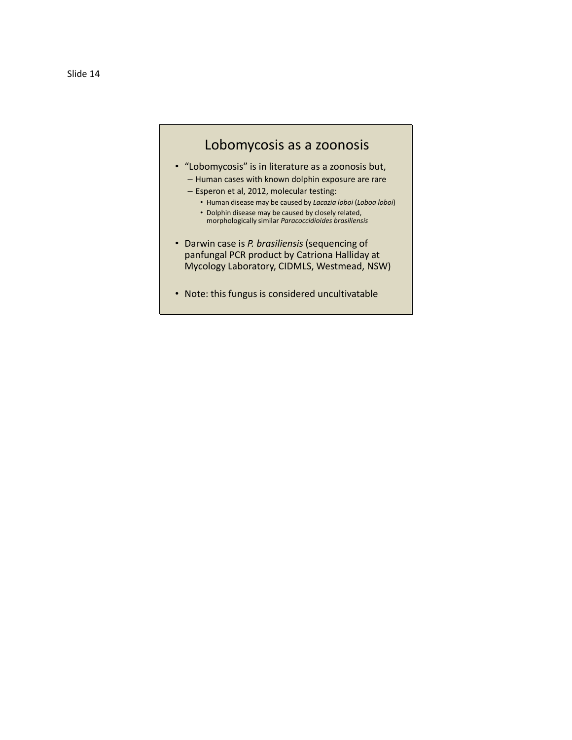Slide 14

# Lobomycosis as a zoonosis

- "Lobomycosis" is in literature as a zoonosis but,
  - Human cases with known dolphin exposure are rare
  - Esperon et al, 2012, molecular testing:
    - Human disease may be caused by *Lacazia loboi* (*Loboa loboi*)
    - Dolphin disease may be caused by closely related, morphologically similar *Paracoccidioides brasiliensis*
- Darwin case is *P. brasiliensis* (sequencing of panfungal PCR product by Catriona Halliday at Mycology Laboratory, CIDMLS, Westmead, NSW)
- Note: this fungus is considered uncultivatable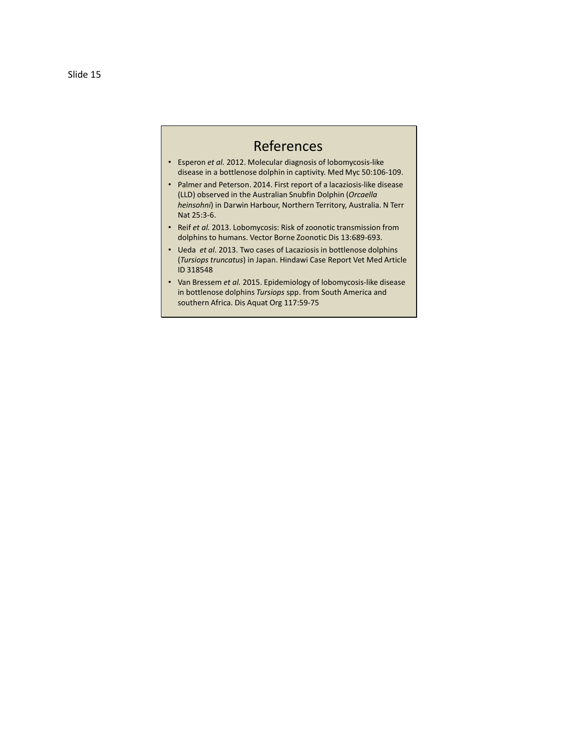Slide 15

# References

- Esperon *et al.* 2012. Molecular diagnosis of lobomycosis-like disease in a bottlenose dolphin in captivity. Med Myc 50:106-109.
- Palmer and Peterson. 2014. First report of a lacaziosis-like disease (LLD) observed in the Australian Snubfin Dolphin (*Orcaella heinsohni*) in Darwin Harbour, Northern Territory, Australia. N Terr Nat 25:3-6.
- Reif *et al.* 2013. Lobomycosis: Risk of zoonotic transmission from dolphins to humans. Vector Borne Zoonotic Dis 13:689-693.
- Ueda *et al*. 2013. Two cases of Lacaziosis in bottlenose dolphins (*Tursiops truncatus*) in Japan. Hindawi Case Report Vet Med Article ID 318548
- Van Bressem *et al.* 2015. Epidemiology of lobomycosis-like disease in bottlenose dolphins *Tursiops* spp. from South America and southern Africa. Dis Aquat Org 117:59-75